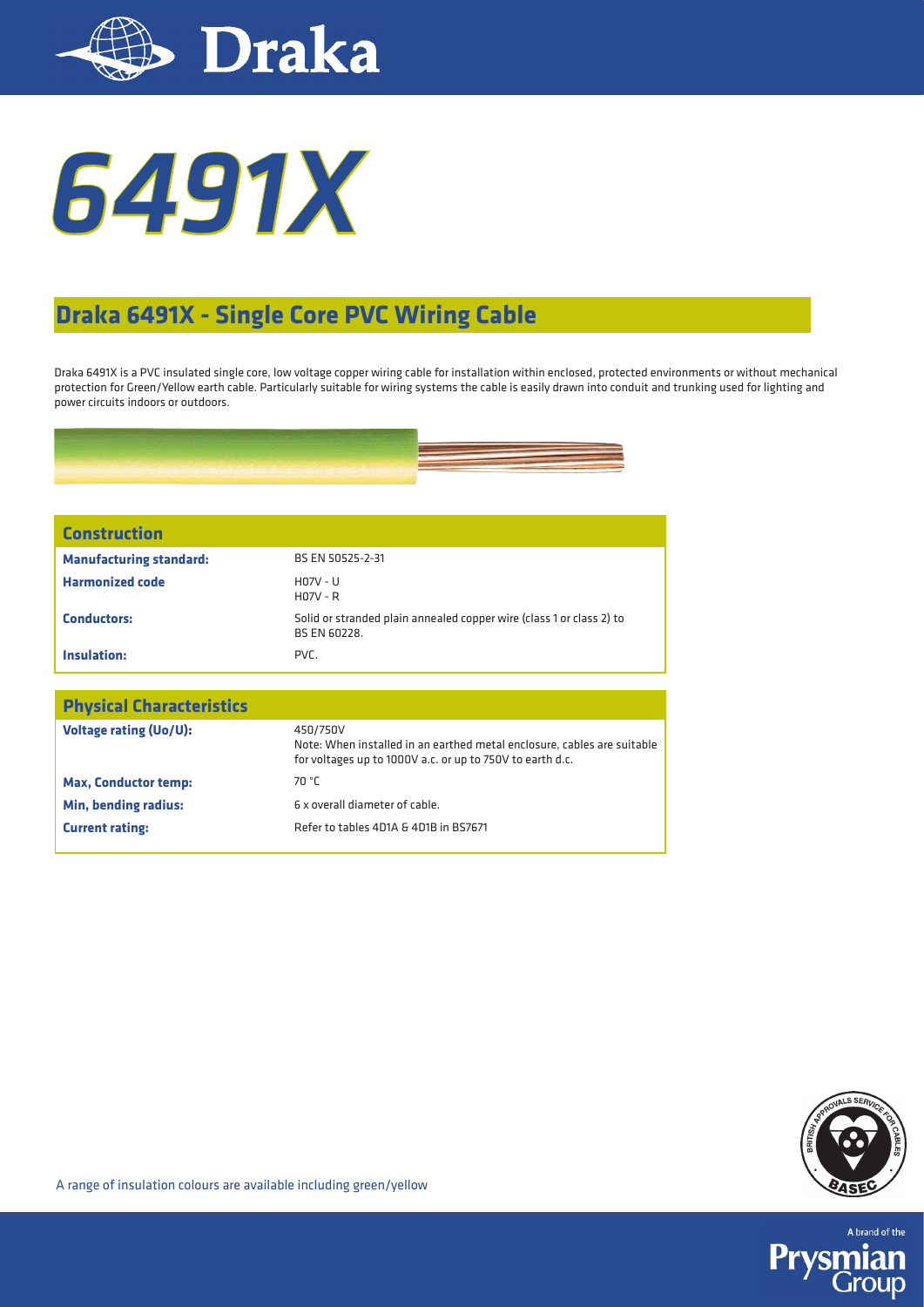# 6491X

## Draka 6491X - Single Core PVC Wiring Cable

Draka 6491X is a PVC insulated single core, low voltage copper wiring cable for installation within enclosed, protected environments or without mechanical protection for Green/Yellow earth cable. Particularly suitable for wiring systems the cable is easily drawn into conduit and trunking used for lighting and power circuits indoors or outdoors.

| Construction | |
|---|---|
| **Manufacturing standard:** | BS EN 50525-2-31 |
| **Harmonized code** | H07V - U<br>H07V - R |
| **Conductors:** | Solid or stranded plain annealed copper wire (class 1 or class 2) to BS EN 60228. |
| **Insulation:** | PVC. |

| Physical Characteristics | |
|---|---|
| **Voltage rating (Uo/U):** | 450/750V<br>Note: When installed in an earthed metal enclosure, cables are suitable for voltages up to 1000V a.c. or up to 750V to earth d.c. |
| **Max, Conductor temp:** | 70 °C |
| **Min, bending radius:** | 6 x overall diameter of cable. |
| **Current rating:** | Refer to tables 4D1A & 4D1B in BS7671 |

A range of insulation colours are available including green/yellow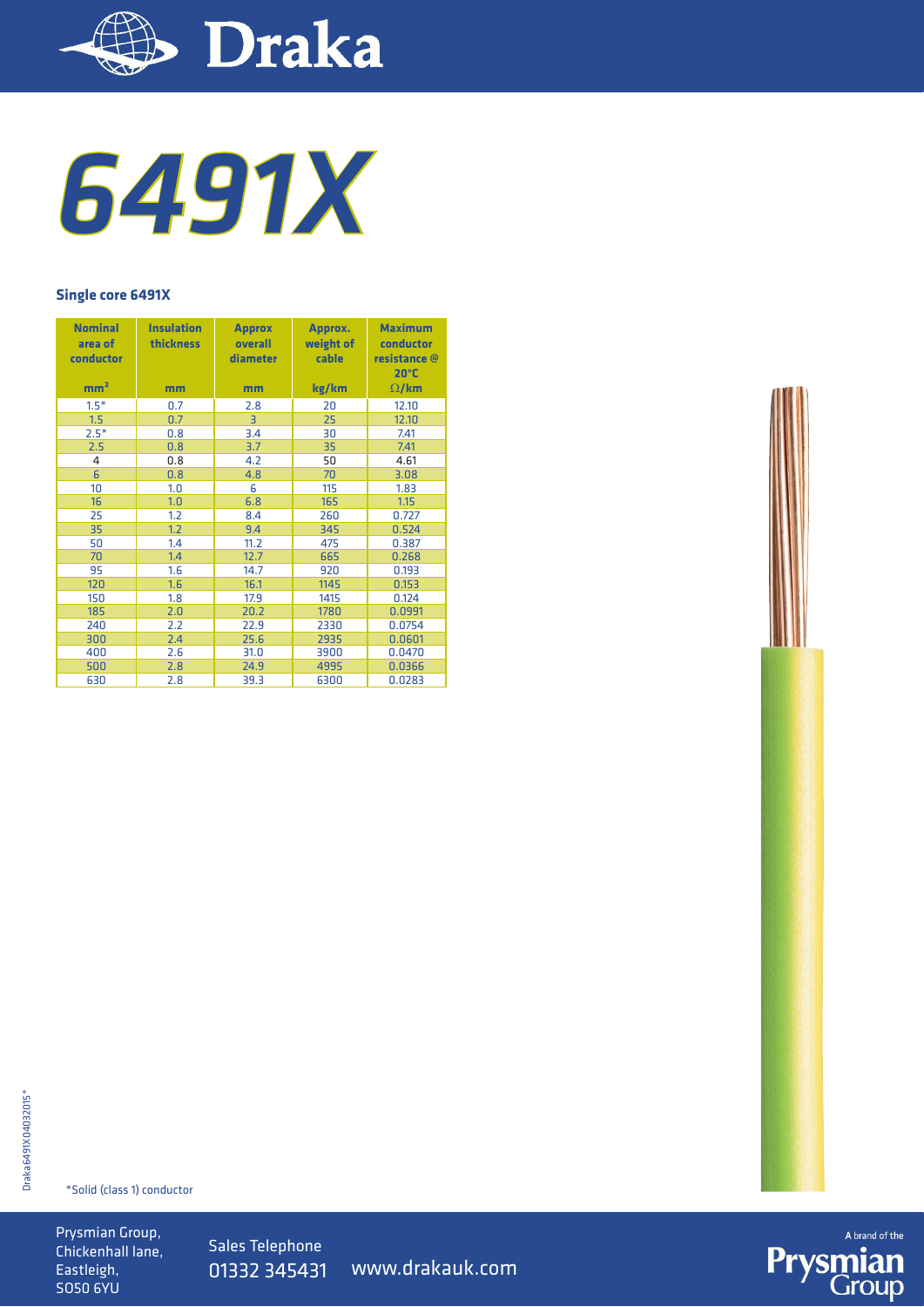# 6491X

### Single core 6491X

| Nominal area of conductor mm² | Insulation thickness mm | Approx overall diameter mm | Approx. weight of cable kg/km | Maximum conductor resistance @ 20°C Ω/km |
|---|---|---|---|---|
| 1.5* | 0.7 | 2.8 | 20 | 12.10 |
| 1.5 | 0.7 | 3 | 25 | 12.10 |
| 2.5* | 0.8 | 3.4 | 30 | 7.41 |
| 2.5 | 0.8 | 3.7 | 35 | 7.41 |
| 4 | 0.8 | 4.2 | 50 | 4.61 |
| 6 | 0.8 | 4.8 | 70 | 3.08 |
| 10 | 1.0 | 6 | 115 | 1.83 |
| 16 | 1.0 | 6.8 | 165 | 1.15 |
| 25 | 1.2 | 8.4 | 260 | 0.727 |
| 35 | 1.2 | 9.4 | 345 | 0.524 |
| 50 | 1.4 | 11.2 | 475 | 0.387 |
| 70 | 1.4 | 12.7 | 665 | 0.268 |
| 95 | 1.6 | 14.7 | 920 | 0.193 |
| 120 | 1.6 | 16.1 | 1145 | 0.153 |
| 150 | 1.8 | 17.9 | 1415 | 0.124 |
| 185 | 2.0 | 20.2 | 1780 | 0.0991 |
| 240 | 2.2 | 22.9 | 2330 | 0.0754 |
| 300 | 2.4 | 25.6 | 2935 | 0.0601 |
| 400 | 2.6 | 31.0 | 3900 | 0.0470 |
| 500 | 2.8 | 24.9 | 4995 | 0.0366 |
| 630 | 2.8 | 39.3 | 6300 | 0.0283 |

*Solid (class 1) conductor

Draka6491X04032015*

Prysmian Group,
Chickenhall lane,
Eastleigh,
SO50 6YU

Sales Telephone
01332 345431

www.drakauk.com

A brand of the Prysmian Group